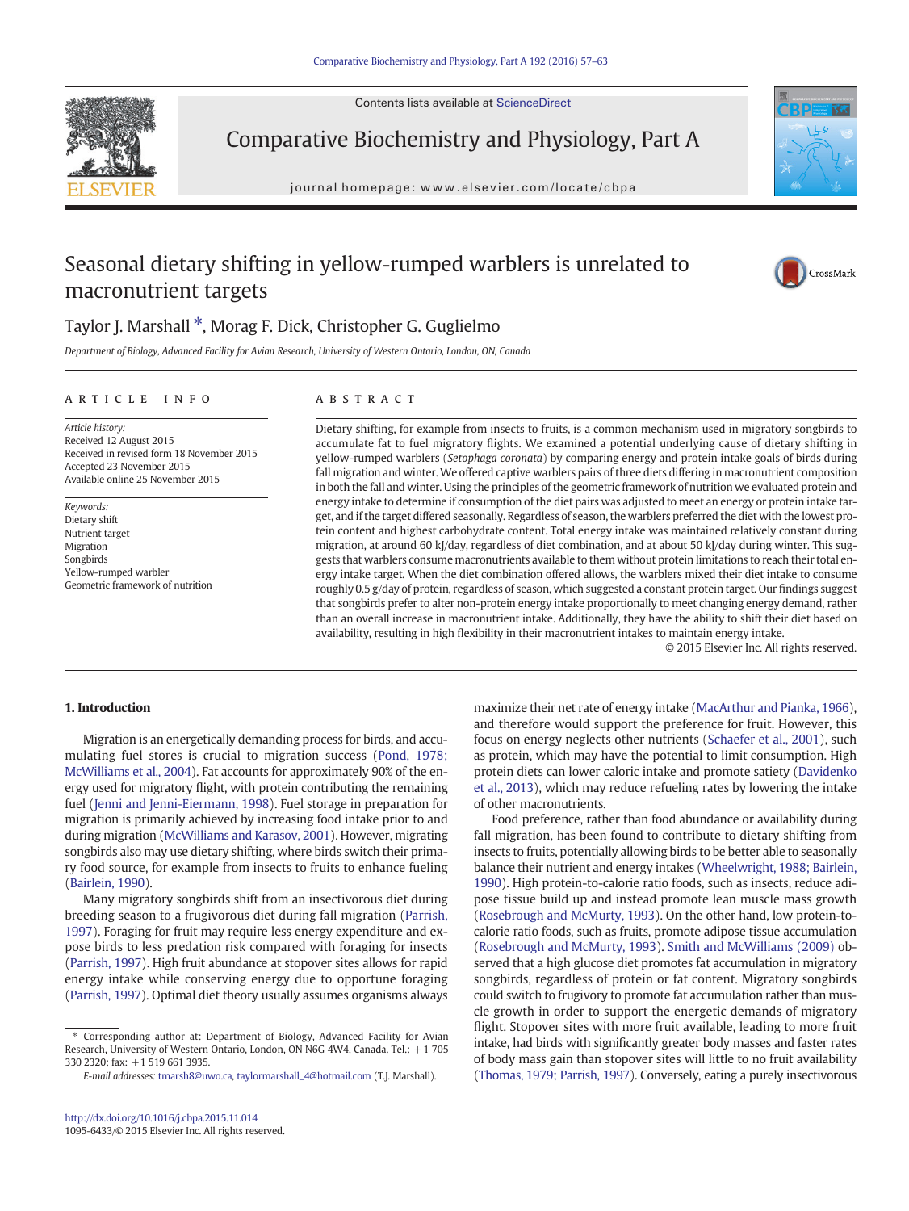# Seasonal dietary shifting in yellow-rumped warblers is unrelated to macronutrient targets

Taylor J. Marshall *, Morag F. Dick, Christopher G. Guglielmo

*Department of Biology, Advanced Facility for Avian Research, University of Western Ontario, London, ON, Canada*

## ARTICLE INFO

*Article history:*
Received 12 August 2015
Received in revised form 18 November 2015
Accepted 23 November 2015
Available online 25 November 2015

*Keywords:*
Dietary shift
Nutrient target
Migration
Songbirds
Yellow-rumped warbler
Geometric framework of nutrition

## ABSTRACT

Dietary shifting, for example from insects to fruits, is a common mechanism used in migratory songbirds to accumulate fat to fuel migratory flights. We examined a potential underlying cause of dietary shifting in yellow-rumped warblers (*Setophaga coronata*) by comparing energy and protein intake goals of birds during fall migration and winter. We offered captive warblers pairs of three diets differing in macronutrient composition in both the fall and winter. Using the principles of the geometric framework of nutrition we evaluated protein and energy intake to determine if consumption of the diet pairs was adjusted to meet an energy or protein intake target, and if the target differed seasonally. Regardless of season, the warblers preferred the diet with the lowest protein content and highest carbohydrate content. Total energy intake was maintained relatively constant during migration, at around 60 kJ/day, regardless of diet combination, and at about 50 kJ/day during winter. This suggests that warblers consume macronutrients available to them without protein limitations to reach their total energy intake target. When the diet combination offered allows, the warblers mixed their diet intake to consume roughly 0.5 g/day of protein, regardless of season, which suggested a constant protein target. Our findings suggest that songbirds prefer to alter non-protein energy intake proportionally to meet changing energy demand, rather than an overall increase in macronutrient intake. Additionally, they have the ability to shift their diet based on availability, resulting in high flexibility in their macronutrient intakes to maintain energy intake.

© 2015 Elsevier Inc. All rights reserved.

## 1. Introduction

Migration is an energetically demanding process for birds, and accumulating fuel stores is crucial to migration success (Pond, 1978; McWilliams et al., 2004). Fat accounts for approximately 90% of the energy used for migratory flight, with protein contributing the remaining fuel (Jenni and Jenni-Eiermann, 1998). Fuel storage in preparation for migration is primarily achieved by increasing food intake prior to and during migration (McWilliams and Karasov, 2001). However, migrating songbirds also may use dietary shifting, where birds switch their primary food source, for example from insects to fruits to enhance fueling (Bairlein, 1990).

Many migratory songbirds shift from an insectivorous diet during breeding season to a frugivorous diet during fall migration (Parrish, 1997). Foraging for fruit may require less energy expenditure and expose birds to less predation risk compared with foraging for insects (Parrish, 1997). High fruit abundance at stopover sites allows for rapid energy intake while conserving energy due to opportune foraging (Parrish, 1997). Optimal diet theory usually assumes organisms always maximize their net rate of energy intake (MacArthur and Pianka, 1966), and therefore would support the preference for fruit. However, this focus on energy neglects other nutrients (Schaefer et al., 2001), such as protein, which may have the potential to limit consumption. High protein diets can lower caloric intake and promote satiety (Davidenko et al., 2013), which may reduce refueling rates by lowering the intake of other macronutrients.

Food preference, rather than food abundance or availability during fall migration, has been found to contribute to dietary shifting from insects to fruits, potentially allowing birds to be better able to seasonally balance their nutrient and energy intakes (Wheelwright, 1988; Bairlein, 1990). High protein-to-calorie ratio foods, such as insects, reduce adipose tissue build up and instead promote lean muscle mass growth (Rosebrough and McMurty, 1993). On the other hand, low protein-to-calorie ratio foods, such as fruits, promote adipose tissue accumulation (Rosebrough and McMurty, 1993). Smith and McWilliams (2009) observed that a high glucose diet promotes fat accumulation in migratory songbirds, regardless of protein or fat content. Migratory songbirds could switch to frugivory to promote fat accumulation rather than muscle growth in order to support the energetic demands of migratory flight. Stopover sites with more fruit available, leading to more fruit intake, had birds with significantly greater body masses and faster rates of body mass gain than stopover sites will little to no fruit availability (Thomas, 1979; Parrish, 1997). Conversely, eating a purely insectivorous

---

* Corresponding author at: Department of Biology, Advanced Facility for Avian Research, University of Western Ontario, London, ON N6G 4W4, Canada. Tel.: +1 705 330 2320; fax: +1 519 661 3935.
*E-mail addresses:* tmarsh8@uwo.ca, taylormarshall_4@hotmail.com (T.J. Marshall).

http://dx.doi.org/10.1016/j.cbpa.2015.11.014
1095-6433/© 2015 Elsevier Inc. All rights reserved.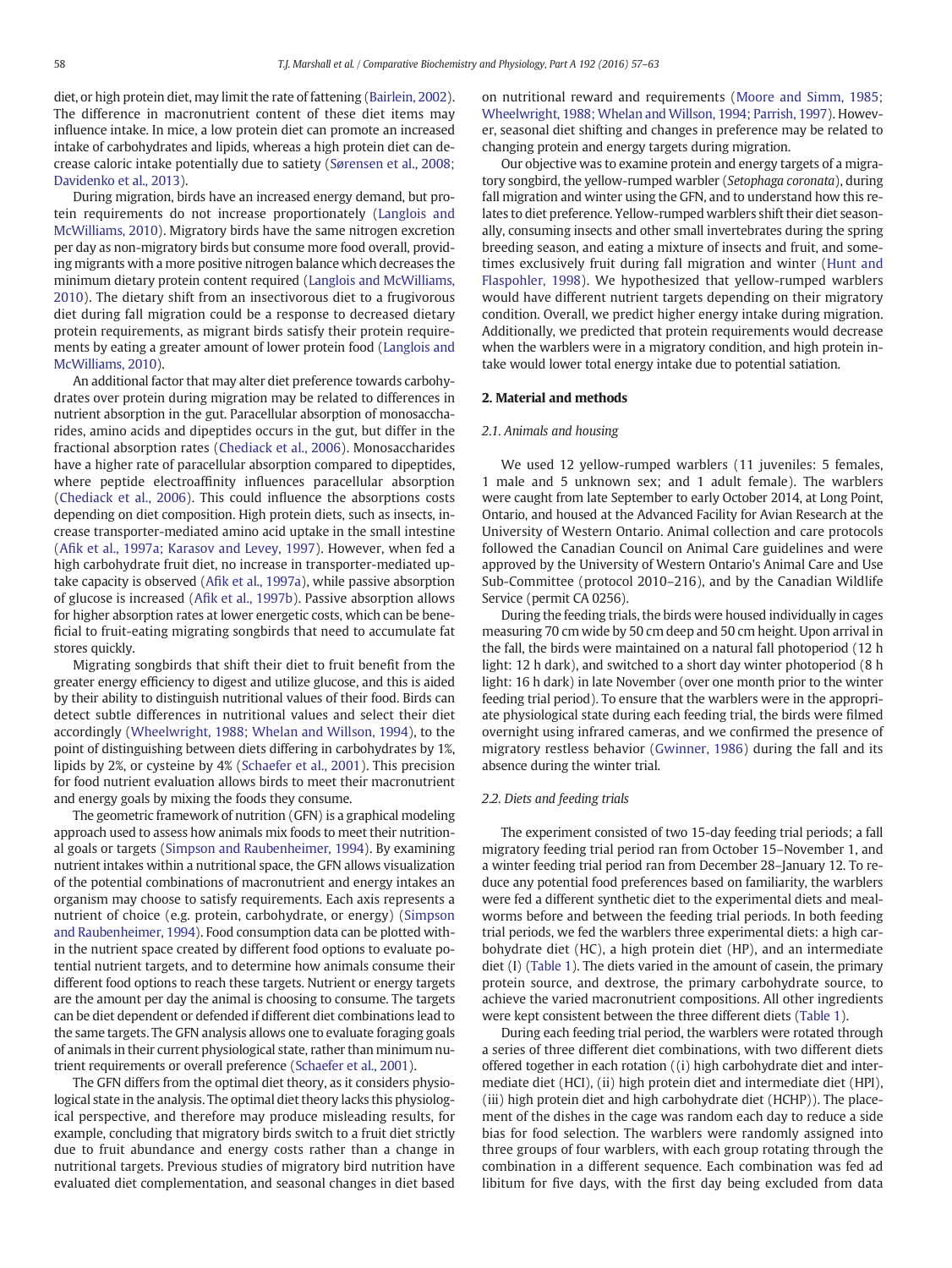diet, or high protein diet, may limit the rate of fattening (Bairlein, 2002). The difference in macronutrient content of these diet items may influence intake. In mice, a low protein diet can promote an increased intake of carbohydrates and lipids, whereas a high protein diet can decrease caloric intake potentially due to satiety (Sørensen et al., 2008; Davidenko et al., 2013).

During migration, birds have an increased energy demand, but protein requirements do not increase proportionately (Langlois and McWilliams, 2010). Migratory birds have the same nitrogen excretion per day as non-migratory birds but consume more food overall, providing migrants with a more positive nitrogen balance which decreases the minimum dietary protein content required (Langlois and McWilliams, 2010). The dietary shift from an insectivorous diet to a frugivorous diet during fall migration could be a response to decreased dietary protein requirements, as migrant birds satisfy their protein requirements by eating a greater amount of lower protein food (Langlois and McWilliams, 2010).

An additional factor that may alter diet preference towards carbohydrates over protein during migration may be related to differences in nutrient absorption in the gut. Paracellular absorption of monosaccharides, amino acids and dipeptides occurs in the gut, but differ in the fractional absorption rates (Chediack et al., 2006). Monosaccharides have a higher rate of paracellular absorption compared to dipeptides, where peptide electroaffinity influences paracellular absorption (Chediack et al., 2006). This could influence the absorptions costs depending on diet composition. High protein diets, such as insects, increase transporter-mediated amino acid uptake in the small intestine (Afik et al., 1997a; Karasov and Levey, 1997). However, when fed a high carbohydrate fruit diet, no increase in transporter-mediated uptake capacity is observed (Afik et al., 1997a), while passive absorption of glucose is increased (Afik et al., 1997b). Passive absorption allows for higher absorption rates at lower energetic costs, which can be beneficial to fruit-eating migrating songbirds that need to accumulate fat stores quickly.

Migrating songbirds that shift their diet to fruit benefit from the greater energy efficiency to digest and utilize glucose, and this is aided by their ability to distinguish nutritional values of their food. Birds can detect subtle differences in nutritional values and select their diet accordingly (Wheelwright, 1988; Whelan and Willson, 1994), to the point of distinguishing between diets differing in carbohydrates by 1%, lipids by 2%, or cysteine by 4% (Schaefer et al., 2001). This precision for food nutrient evaluation allows birds to meet their macronutrient and energy goals by mixing the foods they consume.

The geometric framework of nutrition (GFN) is a graphical modeling approach used to assess how animals mix foods to meet their nutritional goals or targets (Simpson and Raubenheimer, 1994). By examining nutrient intakes within a nutritional space, the GFN allows visualization of the potential combinations of macronutrient and energy intakes an organism may choose to satisfy requirements. Each axis represents a nutrient of choice (e.g. protein, carbohydrate, or energy) (Simpson and Raubenheimer, 1994). Food consumption data can be plotted within the nutrient space created by different food options to evaluate potential nutrient targets, and to determine how animals consume their different food options to reach these targets. Nutrient or energy targets are the amount per day the animal is choosing to consume. The targets can be diet dependent or defended if different diet combinations lead to the same targets. The GFN analysis allows one to evaluate foraging goals of animals in their current physiological state, rather than minimum nutrient requirements or overall preference (Schaefer et al., 2001).

The GFN differs from the optimal diet theory, as it considers physiological state in the analysis. The optimal diet theory lacks this physiological perspective, and therefore may produce misleading results, for example, concluding that migratory birds switch to a fruit diet strictly due to fruit abundance and energy costs rather than a change in nutritional targets. Previous studies of migratory bird nutrition have evaluated diet complementation, and seasonal changes in diet based on nutritional reward and requirements (Moore and Simm, 1985; Wheelwright, 1988; Whelan and Willson, 1994; Parrish, 1997). However, seasonal diet shifting and changes in preference may be related to changing protein and energy targets during migration.

Our objective was to examine protein and energy targets of a migratory songbird, the yellow-rumped warbler (*Setophaga coronata*), during fall migration and winter using the GFN, and to understand how this relates to diet preference. Yellow-rumped warblers shift their diet seasonally, consuming insects and other small invertebrates during the spring breeding season, and eating a mixture of insects and fruit, and sometimes exclusively fruit during fall migration and winter (Hunt and Flaspohler, 1998). We hypothesized that yellow-rumped warblers would have different nutrient targets depending on their migratory condition. Overall, we predict higher energy intake during migration. Additionally, we predicted that protein requirements would decrease when the warblers were in a migratory condition, and high protein intake would lower total energy intake due to potential satiation.

## 2. Material and methods

### 2.1. Animals and housing

We used 12 yellow-rumped warblers (11 juveniles: 5 females, 1 male and 5 unknown sex; and 1 adult female). The warblers were caught from late September to early October 2014, at Long Point, Ontario, and housed at the Advanced Facility for Avian Research at the University of Western Ontario. Animal collection and care protocols followed the Canadian Council on Animal Care guidelines and were approved by the University of Western Ontario's Animal Care and Use Sub-Committee (protocol 2010–216), and by the Canadian Wildlife Service (permit CA 0256).

During the feeding trials, the birds were housed individually in cages measuring 70 cm wide by 50 cm deep and 50 cm height. Upon arrival in the fall, the birds were maintained on a natural fall photoperiod (12 h light: 12 h dark), and switched to a short day winter photoperiod (8 h light: 16 h dark) in late November (over one month prior to the winter feeding trial period). To ensure that the warblers were in the appropriate physiological state during each feeding trial, the birds were filmed overnight using infrared cameras, and we confirmed the presence of migratory restless behavior (Gwinner, 1986) during the fall and its absence during the winter trial.

### 2.2. Diets and feeding trials

The experiment consisted of two 15-day feeding trial periods; a fall migratory feeding trial period ran from October 15–November 1, and a winter feeding trial period ran from December 28–January 12. To reduce any potential food preferences based on familiarity, the warblers were fed a different synthetic diet to the experimental diets and mealworms before and between the feeding trial periods. In both feeding trial periods, we fed the warblers three experimental diets: a high carbohydrate diet (HC), a high protein diet (HP), and an intermediate diet (I) (Table 1). The diets varied in the amount of casein, the primary protein source, and dextrose, the primary carbohydrate source, to achieve the varied macronutrient compositions. All other ingredients were kept consistent between the three different diets (Table 1).

During each feeding trial period, the warblers were rotated through a series of three different diet combinations, with two different diets offered together in each rotation ((i) high carbohydrate diet and intermediate diet (HCI), (ii) high protein diet and intermediate diet (HPI), (iii) high protein diet and high carbohydrate diet (HCHP)). The placement of the dishes in the cage was random each day to reduce a side bias for food selection. The warblers were randomly assigned into three groups of four warblers, with each group rotating through the combination in a different sequence. Each combination was fed ad libitum for five days, with the first day being excluded from data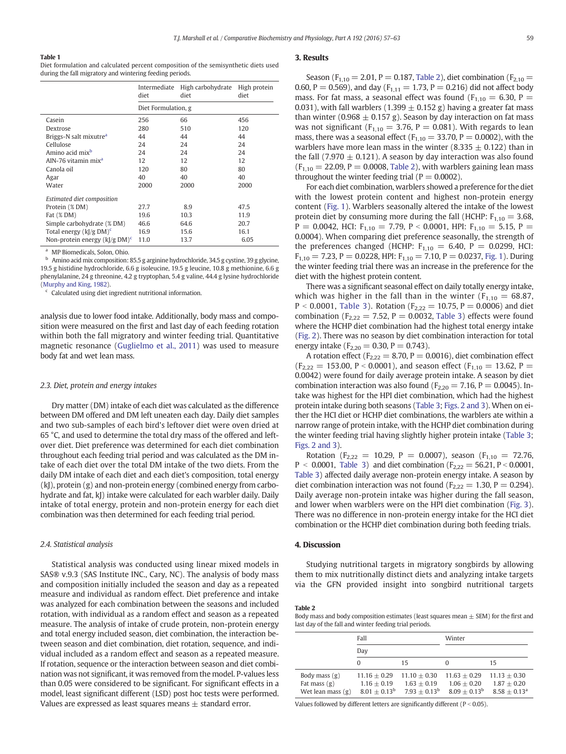**Table 1**
Diet formulation and calculated percent composition of the semisynthetic diets used during the fall migratory and wintering feeding periods.

| | Intermediate diet | High carbohydrate diet | High protein diet |
|---|---|---|---|
| | Diet Formulation, g | | |
| Casein | 256 | 66 | 456 |
| Dextrose | 280 | 510 | 120 |
| Briggs-N salt mixutre[a] | 44 | 44 | 44 |
| Cellulose | 24 | 24 | 24 |
| Amino acid mix[b] | 24 | 24 | 24 |
| AIN-76 vitamin mix[a] | 12 | 12 | 12 |
| Canola oil | 120 | 80 | 80 |
| Agar | 40 | 40 | 40 |
| Water | 2000 | 2000 | 2000 |
| *Estimated diet composition* | | | |
| Protein (% DM) | 27.7 | 8.9 | 47.5 |
| Fat (% DM) | 19.6 | 10.3 | 11.9 |
| Simple carbohydrate (% DM) | 46.6 | 64.6 | 20.7 |
| Total energy (kJ/g DM)[c] | 16.9 | 15.6 | 16.1 |
| Non-protein energy (kJ/g DM)[c] | 11.0 | 13.7 | 6.05 |

[a] MP Biomedicals, Solon, Ohio.
[b] Amino acid mix composition: 85.5 g arginine hydrochloride, 34.5 g cystine, 39 g glycine, 19.5 g histidine hydrochloride, 6.6 g isoleucine, 19.5 g leucine, 10.8 g methionine, 6.6 g phenylalanine, 24 g threonine, 4.2 g tryptophan, 5.4 g valine, 44.4 g lysine hydrochloride (Murphy and King, 1982).
[c] Calculated using diet ingredient nutritional information.

analysis due to lower food intake. Additionally, body mass and composition were measured on the first and last day of each feeding rotation within both the fall migratory and winter feeding trial. Quantitative magnetic resonance (Guglielmo et al., 2011) was used to measure body fat and wet lean mass.

### 2.3. Diet, protein and energy intakes

Dry matter (DM) intake of each diet was calculated as the difference between DM offered and DM left uneaten each day. Daily diet samples and two sub-samples of each bird's leftover diet were oven dried at 65 °C, and used to determine the total dry mass of the offered and leftover diet. Diet preference was determined for each diet combination throughout each feeding trial period and was calculated as the DM intake of each diet over the total DM intake of the two diets. From the daily DM intake of each diet and each diet's composition, total energy (kJ), protein (g) and non-protein energy (combined energy from carbohydrate and fat, kJ) intake were calculated for each warbler daily. Daily intake of total energy, protein and non-protein energy for each diet combination was then determined for each feeding trial period.

### 2.4. Statistical analysis

Statistical analysis was conducted using linear mixed models in SAS® v.9.3 (SAS Institute INC., Cary, NC). The analysis of body mass and composition initially included the season and day as a repeated measure and individual as random effect. Diet preference and intake was analyzed for each combination between the seasons and included rotation, with individual as a random effect and season as a repeated measure. The analysis of intake of crude protein, non-protein energy and total energy included season, diet combination, the interaction between season and diet combination, diet rotation, sequence, and individual included as a random effect and season as a repeated measure. If rotation, sequence or the interaction between season and diet combination was not significant, it was removed from the model. P-values less than 0.05 were considered to be significant. For significant effects in a model, least significant different (LSD) post hoc tests were performed. Values are expressed as least squares means ± standard error.

## 3. Results

Season ($F_{1,10} = 2.01$, $P = 0.187$, Table 2), diet combination ($F_{2,10} = 0.60$, $P = 0.569$), and day ($F_{1,11} = 1.73$, $P = 0.216$) did not affect body mass. For fat mass, a seasonal effect was found ($F_{1,10} = 6.30$, $P = 0.031$), with fall warblers (1.399 ± 0.152 g) having a greater fat mass than winter (0.968 ± 0.157 g). Season by day interaction on fat mass was not significant ($F_{1,10} = 3.76$, $P = 0.081$). With regards to lean mass, there was a seasonal effect ($F_{1,10} = 33.70$, $P = 0.0002$), with the warblers have more lean mass in the winter (8.335 ± 0.122) than in the fall (7.970 ± 0.121). A season by day interaction was also found ($F_{1,10} = 22.09$, $P = 0.0008$, Table 2), with warblers gaining lean mass throughout the winter feeding trial ($P = 0.0002$).

For each diet combination, warblers showed a preference for the diet with the lowest protein content and highest non-protein energy content (Fig. 1). Warblers seasonally altered the intake of the lowest protein diet by consuming more during the fall (HCHP: $F_{1,10} = 3.68$, $P = 0.0042$, HCI: $F_{1,10} = 7.79$, $P < 0.0001$, HPI: $F_{1,10} = 5.15$, $P = 0.0004$). When comparing diet preference seasonally, the strength of the preferences changed (HCHP: $F_{1,10} = 6.40$, $P = 0.0299$, HCI: $F_{1,10} = 7.23$, $P = 0.0228$, HPI: $F_{1,10} = 7.10$, $P = 0.0237$, Fig. 1). During the winter feeding trial there was an increase in the preference for the diet with the highest protein content.

There was a significant seasonal effect on daily totally energy intake, which was higher in the fall than in the winter ($F_{1,10} = 68.87$, $P < 0.0001$, Table 3). Rotation ($F_{2,22} = 10.75$, $P = 0.0006$) and diet combination ($F_{2,22} = 7.52$, $P = 0.0032$, Table 3) effects were found where the HCHP diet combination had the highest total energy intake (Fig. 2). There was no season by diet combination interaction for total energy intake ($F_{2,20} = 0.30$, $P = 0.743$).

A rotation effect ($F_{2,22} = 8.70$, $P = 0.0016$), diet combination effect ($F_{2,22} = 153.00$, $P < 0.0001$), and season effect ($F_{1,10} = 13.62$, $P = 0.0042$) were found for daily average protein intake. A season by diet combination interaction was also found ($F_{2,20} = 7.16$, $P = 0.0045$). Intake was highest for the HPI diet combination, which had the highest protein intake during both seasons (Table 3; Figs. 2 and 3). When on either the HCI diet or HCHP diet combinations, the warblers ate within a narrow range of protein intake, with the HCHP diet combination during the winter feeding trial having slightly higher protein intake (Table 3; Figs. 2 and 3).

Rotation ($F_{2,22} = 10.29$, $P = 0.0007$), season ($F_{1,10} = 72.76$, $P < 0.0001$, Table 3) and diet combination ($F_{2,22} = 56.21$, $P < 0.0001$, Table 3) affected daily average non-protein energy intake. A season by diet combination interaction was not found ($F_{2,22} = 1.30$, $P = 0.294$). Daily average non-protein intake was higher during the fall season, and lower when warblers were on the HPI diet combination (Fig. 3). There was no difference in non-protein energy intake for the HCI diet combination or the HCHP diet combination during both feeding trials.

## 4. Discussion

Studying nutritional targets in migratory songbirds by allowing them to mix nutritionally distinct diets and analyzing intake targets via the GFN provided insight into songbird nutritional targets

**Table 2**
Body mass and body composition estimates (least squares mean ± SEM) for the first and last day of the fall and winter feeding trial periods.

| | Fall | | Winter | |
|---|---|---|---|---|
| | Day | | | |
| | 0 | 15 | 0 | 15 |
| Body mass (g) | 11.16 ± 0.29 | 11.10 ± 0.30 | 11.63 ± 0.29 | 11.13 ± 0.30 |
| Fat mass (g) | 1.16 ± 0.19 | 1.63 ± 0.19 | 1.06 ± 0.20 | 1.87 ± 0.20 |
| Wet lean mass (g) | 8.01 ± 0.13[b] | 7.93 ± 0.13[b] | 8.09 ± 0.13[b] | 8.58 ± 0.13[a] |

Values followed by different letters are significantly different (P < 0.05).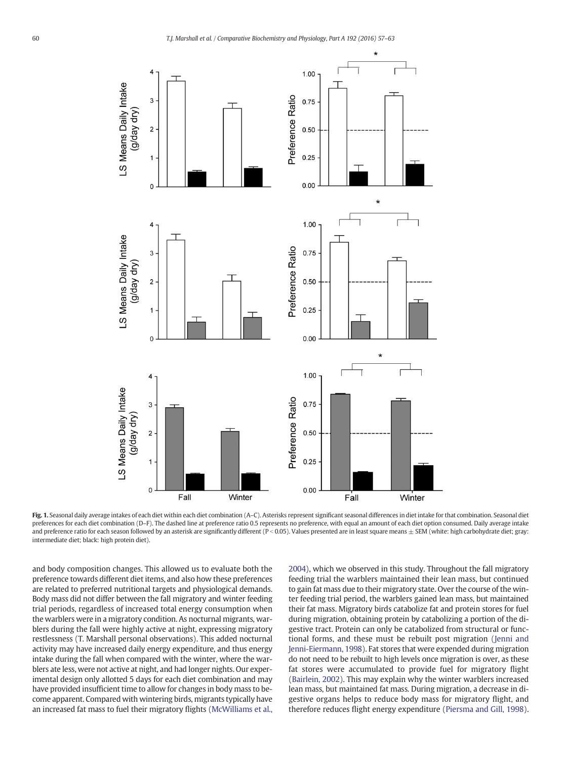**Fig. 1.** Seasonal daily average intakes of each diet within each diet combination (A–C). Asterisks represent significant seasonal differences in diet intake for that combination. Seasonal diet preferences for each diet combination (D–F). The dashed line at preference ratio 0.5 represents no preference, with equal an amount of each diet option consumed. Daily average intake and preference ratio for each season followed by an asterisk are significantly different ($P < 0.05$). Values presented are in least square means ± SEM (white: high carbohydrate diet; gray: intermediate diet; black: high protein diet).

and body composition changes. This allowed us to evaluate both the preference towards different diet items, and also how these preferences are related to preferred nutritional targets and physiological demands. Body mass did not differ between the fall migratory and winter feeding trial periods, regardless of increased total energy consumption when the warblers were in a migratory condition. As nocturnal migrants, warblers during the fall were highly active at night, expressing migratory restlessness (T. Marshall personal observations). This added nocturnal activity may have increased daily energy expenditure, and thus energy intake during the fall when compared with the winter, where the warblers ate less, were not active at night, and had longer nights. Our experimental design only allotted 5 days for each diet combination and may have provided insufficient time to allow for changes in body mass to become apparent. Compared with wintering birds, migrants typically have an increased fat mass to fuel their migratory flights (McWilliams et al., 2004), which we observed in this study. Throughout the fall migratory feeding trial the warblers maintained their lean mass, but continued to gain fat mass due to their migratory state. Over the course of the winter feeding trial period, the warblers gained lean mass, but maintained their fat mass. Migratory birds catabolize fat and protein stores for fuel during migration, obtaining protein by catabolizing a portion of the digestive tract. Protein can only be catabolized from structural or functional forms, and these must be rebuilt post migration (Jenni and Jenni-Eiermann, 1998). Fat stores that were expended during migration do not need to be rebuilt to high levels once migration is over, as these fat stores were accumulated to provide fuel for migratory flight (Bairlein, 2002). This may explain why the winter warblers increased lean mass, but maintained fat mass. During migration, a decrease in digestive organs helps to reduce body mass for migratory flight, and therefore reduces flight energy expenditure (Piersma and Gill, 1998).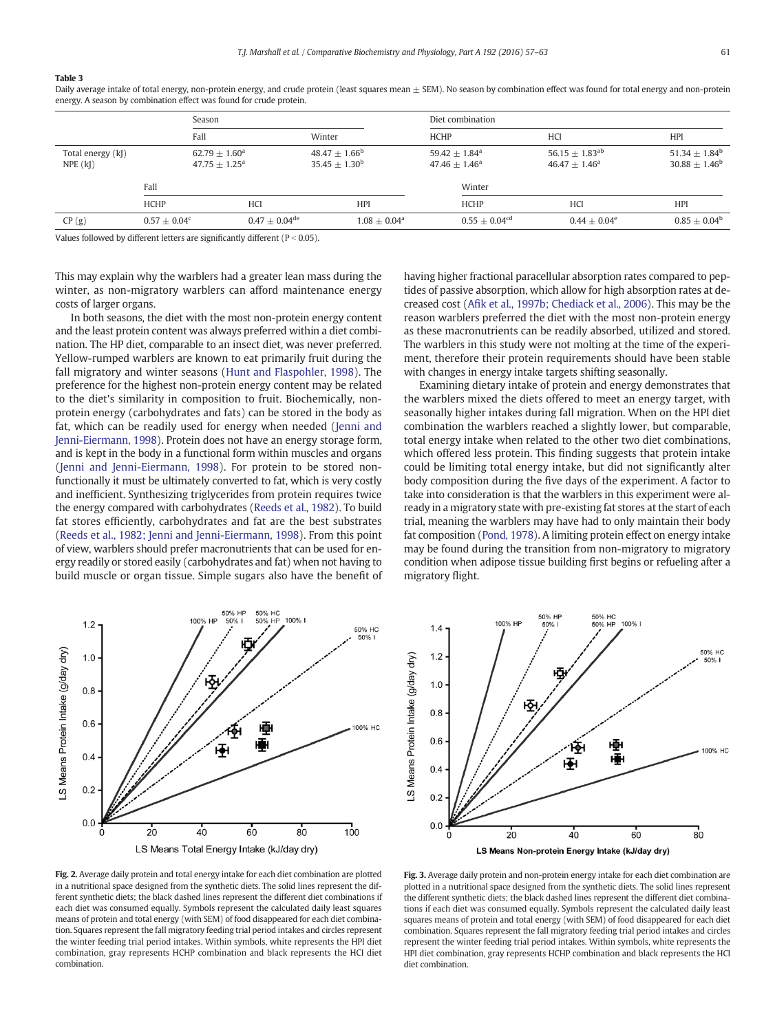**Table 3**
Daily average intake of total energy, non-protein energy, and crude protein (least squares mean ± SEM). No season by combination effect was found for total energy and non-protein energy. A season by combination effect was found for crude protein.

| | Season | | Diet combination | | |
|---|---|---|---|---|---|
| | Fall | Winter | HCHP | HCI | HPI |
| Total energy (kJ) | 62.79 ± 1.60[a] | 48.47 ± 1.66[b] | 59.42 ± 1.84[a] | 56.15 ± 1.83[ab] | 51.34 ± 1.84[b] |
| NPE (kJ) | 47.75 ± 1.25[a] | 35.45 ± 1.30[b] | 47.46 ± 1.46[a] | 46.47 ± 1.46[a] | 30.88 ± 1.46[b] |

| | Fall | | | Winter | | |
|---|---|---|---|---|---|---|
| | HCHP | HCI | HPI | HCHP | HCI | HPI |
| CP (g) | 0.57 ± 0.04[c] | 0.47 ± 0.04[de] | 1.08 ± 0.04[a] | 0.55 ± 0.04[cd] | 0.44 ± 0.04[e] | 0.85 ± 0.04[b] |

Values followed by different letters are significantly different ($P < 0.05$).

This may explain why the warblers had a greater lean mass during the winter, as non-migratory warblers can afford maintenance energy costs of larger organs.

In both seasons, the diet with the most non-protein energy content and the least protein content was always preferred within a diet combination. The HP diet, comparable to an insect diet, was never preferred. Yellow-rumped warblers are known to eat primarily fruit during the fall migratory and winter seasons (Hunt and Flaspohler, 1998). The preference for the highest non-protein energy content may be related to the diet's similarity in composition to fruit. Biochemically, non-protein energy (carbohydrates and fats) can be stored in the body as fat, which can be readily used for energy when needed (Jenni and Jenni-Eiermann, 1998). Protein does not have an energy storage form, and is kept in the body in a functional form within muscles and organs (Jenni and Jenni-Eiermann, 1998). For protein to be stored non-functionally it must be ultimately converted to fat, which is very costly and inefficient. Synthesizing triglycerides from protein requires twice the energy compared with carbohydrates (Reeds et al., 1982). To build fat stores efficiently, carbohydrates and fat are the best substrates (Reeds et al., 1982; Jenni and Jenni-Eiermann, 1998). From this point of view, warblers should prefer macronutrients that can be used for energy readily or stored easily (carbohydrates and fat) when not having to build muscle or organ tissue. Simple sugars also have the benefit of having higher fractional paracellular absorption rates compared to peptides of passive absorption, which allow for high absorption rates at decreased cost (Afik et al., 1997b; Chediack et al., 2006). This may be the reason warblers preferred the diet with the most non-protein energy as these macronutrients can be readily absorbed, utilized and stored. The warblers in this study were not molting at the time of the experiment, therefore their protein requirements should have been stable with changes in energy intake targets shifting seasonally.

Examining dietary intake of protein and energy demonstrates that the warblers mixed the diets offered to meet an energy target, with seasonally higher intakes during fall migration. When on the HPI diet combination the warblers reached a slightly lower, but comparable, total energy intake when related to the other two diet combinations, which offered less protein. This finding suggests that protein intake could be limiting total energy intake, but did not significantly alter body composition during the five days of the experiment. A factor to take into consideration is that the warblers in this experiment were already in a migratory state with pre-existing fat stores at the start of each trial, meaning the warblers may have had to only maintain their body fat composition (Pond, 1978). A limiting protein effect on energy intake may be found during the transition from non-migratory to migratory condition when adipose tissue building first begins or refueling after a migratory flight.

**Fig. 2.** Average daily protein and total energy intake for each diet combination are plotted in a nutritional space designed from the synthetic diets. The solid lines represent the different synthetic diets; the black dashed lines represent the different diet combinations if each diet was consumed equally. Symbols represent the calculated daily least squares means of protein and total energy (with SEM) of food disappeared for each diet combination. Squares represent the fall migratory feeding trial period intakes and circles represent the winter feeding trial period intakes. Within symbols, white represents the HPI diet combination, gray represents HCHP combination and black represents the HCI diet combination.

**Fig. 3.** Average daily protein and non-protein energy intake for each diet combination are plotted in a nutritional space designed from the synthetic diets. The solid lines represent the different synthetic diets; the black dashed lines represent the different diet combinations if each diet was consumed equally. Symbols represent the calculated daily least squares means of protein and total energy (with SEM) of food disappeared for each diet combination. Squares represent the fall migratory feeding trial period intakes and circles represent the winter feeding trial period intakes. Within symbols, white represents the HPI diet combination, gray represents HCHP combination and black represents the HCI diet combination.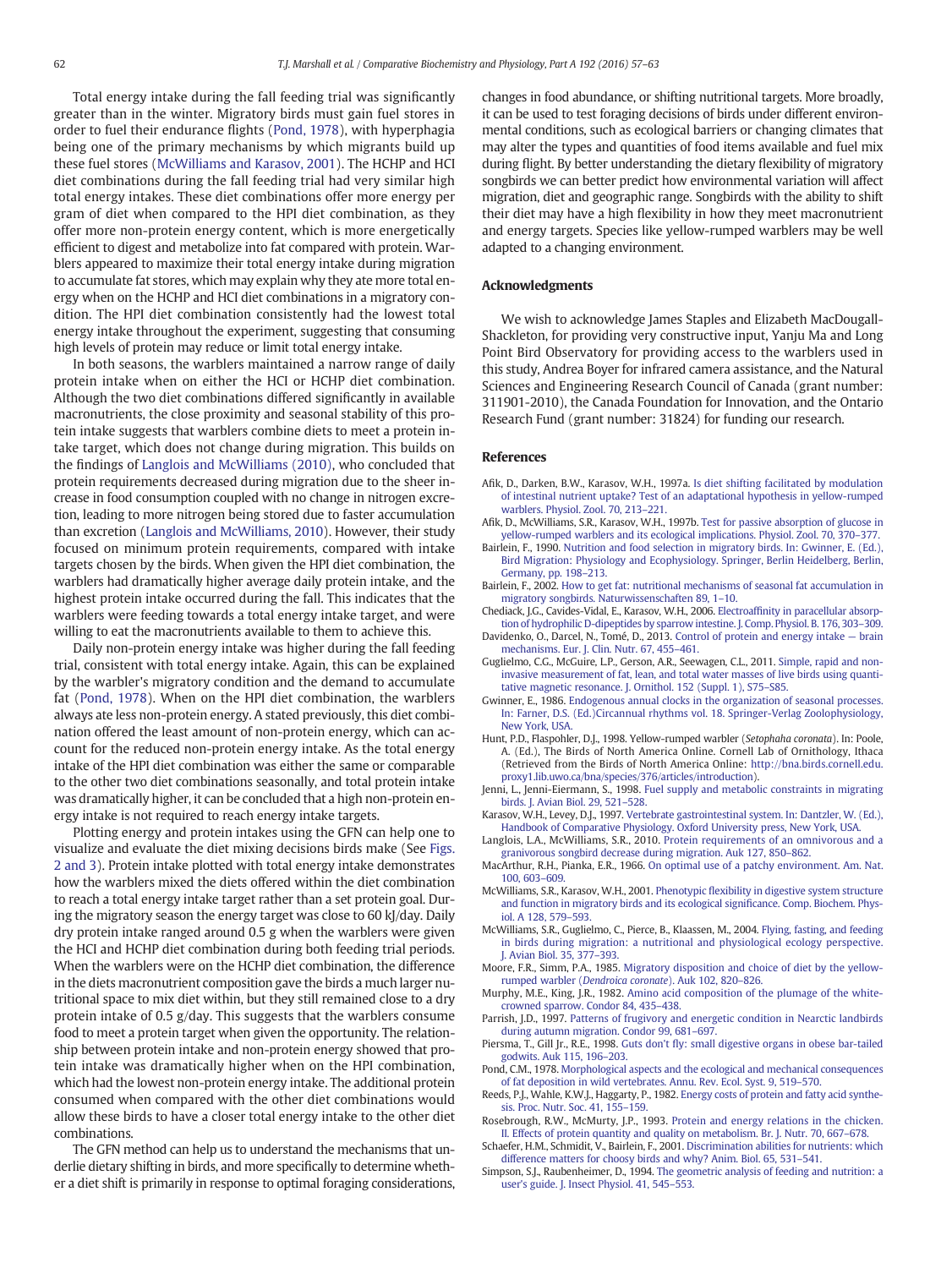Total energy intake during the fall feeding trial was significantly greater than in the winter. Migratory birds must gain fuel stores in order to fuel their endurance flights (Pond, 1978), with hyperphagia being one of the primary mechanisms by which migrants build up these fuel stores (McWilliams and Karasov, 2001). The HCHP and HCI diet combinations during the fall feeding trial had very similar high total energy intakes. These diet combinations offer more energy per gram of diet when compared to the HPI diet combination, as they offer more non-protein energy content, which is more energetically efficient to digest and metabolize into fat compared with protein. Warblers appeared to maximize their total energy intake during migration to accumulate fat stores, which may explain why they ate more total energy when on the HCHP and HCI diet combinations in a migratory condition. The HPI diet combination consistently had the lowest total energy intake throughout the experiment, suggesting that consuming high levels of protein may reduce or limit total energy intake.

In both seasons, the warblers maintained a narrow range of daily protein intake when on either the HCI or HCHP diet combination. Although the two diet combinations differed significantly in available macronutrients, the close proximity and seasonal stability of this protein intake suggests that warblers combine diets to meet a protein intake target, which does not change during migration. This builds on the findings of Langlois and McWilliams (2010), who concluded that protein requirements decreased during migration due to the sheer increase in food consumption coupled with no change in nitrogen excretion, leading to more nitrogen being stored due to faster accumulation than excretion (Langlois and McWilliams, 2010). However, their study focused on minimum protein requirements, compared with intake targets chosen by the birds. When given the HPI diet combination, the warblers had dramatically higher average daily protein intake, and the highest protein intake occurred during the fall. This indicates that the warblers were feeding towards a total energy intake target, and were willing to eat the macronutrients available to them to achieve this.

Daily non-protein energy intake was higher during the fall feeding trial, consistent with total energy intake. Again, this can be explained by the warbler's migratory condition and the demand to accumulate fat (Pond, 1978). When on the HPI diet combination, the warblers always ate less non-protein energy. A stated previously, this diet combination offered the least amount of non-protein energy, which can account for the reduced non-protein energy intake. As the total energy intake of the HPI diet combination was either the same or comparable to the other two diet combinations seasonally, and total protein intake was dramatically higher, it can be concluded that a high non-protein energy intake is not required to reach energy intake targets.

Plotting energy and protein intakes using the GFN can help one to visualize and evaluate the diet mixing decisions birds make (See Figs. 2 and 3). Protein intake plotted with total energy intake demonstrates how the warblers mixed the diets offered within the diet combination to reach a total energy intake target rather than a set protein goal. During the migratory season the energy target was close to 60 kJ/day. Daily dry protein intake ranged around 0.5 g when the warblers were given the HCI and HCHP diet combination during both feeding trial periods. When the warblers were on the HCHP diet combination, the difference in the diets macronutrient composition gave the birds a much larger nutritional space to mix diet within, but they still remained close to a dry protein intake of 0.5 g/day. This suggests that the warblers consume food to meet a protein target when given the opportunity. The relationship between protein intake and non-protein energy showed that protein intake was dramatically higher when on the HPI combination, which had the lowest non-protein energy intake. The additional protein consumed when compared with the other diet combinations would allow these birds to have a closer total energy intake to the other diet combinations.

The GFN method can help us to understand the mechanisms that underlie dietary shifting in birds, and more specifically to determine whether a diet shift is primarily in response to optimal foraging considerations, changes in food abundance, or shifting nutritional targets. More broadly, it can be used to test foraging decisions of birds under different environmental conditions, such as ecological barriers or changing climates that may alter the types and quantities of food items available and fuel mix during flight. By better understanding the dietary flexibility of migratory songbirds we can better predict how environmental variation will affect migration, diet and geographic range. Songbirds with the ability to shift their diet may have a high flexibility in how they meet macronutrient and energy targets. Species like yellow-rumped warblers may be well adapted to a changing environment.

## Acknowledgments

We wish to acknowledge James Staples and Elizabeth MacDougall-Shackleton, for providing very constructive input, Yanju Ma and Long Point Bird Observatory for providing access to the warblers used in this study, Andrea Boyer for infrared camera assistance, and the Natural Sciences and Engineering Research Council of Canada (grant number: 311901-2010), the Canada Foundation for Innovation, and the Ontario Research Fund (grant number: 31824) for funding our research.

## References

- Afik, D., Darken, B.W., Karasov, W.H., 1997a. Is diet shifting facilitated by modulation of intestinal nutrient uptake? Test of an adaptational hypothesis in yellow-rumped warblers. Physiol. Zool. 70, 213–221.
- Afik, D., McWilliams, S.R., Karasov, W.H., 1997b. Test for passive absorption of glucose in yellow-rumped warblers and its ecological implications. Physiol. Zool. 70, 370–377.
- Bairlein, F., 1990. Nutrition and food selection in migratory birds. In: Gwinner, E. (Ed.), Bird Migration: Physiology and Ecophysiology. Springer, Berlin Heidelberg, Berlin, Germany, pp. 198–213.
- Bairlein, F., 2002. How to get fat: nutritional mechanisms of seasonal fat accumulation in migratory songbirds. Naturwissenschaften 89, 1–10.
- Chediack, J.G., Cavides-Vidal, E., Karasov, W.H., 2006. Electroaffinity in paracellular absorption of hydrophilic D-dipeptides by sparrow intestine. J. Comp. Physiol. B. 176, 303–309.
- Davidenko, O., Darcel, N., Tomé, D., 2013. Control of protein and energy intake — brain mechanisms. Eur. J. Clin. Nutr. 67, 455–461.
- Guglielmo, C.G., McGuire, L.P., Gerson, A.R., Seewagen, C.L., 2011. Simple, rapid and non-invasive measurement of fat, lean, and total water masses of live birds using quantitative magnetic resonance. J. Ornithol. 152 (Suppl. 1), S75–S85.
- Gwinner, E., 1986. Endogenous annual clocks in the organization of seasonal processes. In: Farner, D.S. (Ed.)Circannual rhythms vol. 18. Springer-Verlag Zoolophysiology, New York, USA.
- Hunt, P.D., Flaspohler, D.J., 1998. Yellow-rumped warbler (*Setophaha coronata*). In: Poole, A. (Ed.), The Birds of North America Online. Cornell Lab of Ornithology, Ithaca (Retrieved from the Birds of North America Online: http://bna.birds.cornell.edu.proxy1.lib.uwo.ca/bna/species/376/articles/introduction).
- Jenni, L., Jenni-Eiermann, S., 1998. Fuel supply and metabolic constraints in migrating birds. J. Avian Biol. 29, 521–528.
- Karasov, W.H., Levey, D.J., 1997. Vertebrate gastrointestinal system. In: Dantzler, W. (Ed.), Handbook of Comparative Physiology. Oxford University press, New York, USA.
- Langlois, L.A., McWilliams, S.R., 2010. Protein requirements of an omnivorous and a granivorous songbird decrease during migration. Auk 127, 850–862.
- MacArthur, R.H., Pianka, E.R., 1966. On optimal use of a patchy environment. Am. Nat. 100, 603–609.
- McWilliams, S.R., Karasov, W.H., 2001. Phenotypic flexibility in digestive system structure and function in migratory birds and its ecological significance. Comp. Biochem. Physiol. A 128, 579–593.
- McWilliams, S.R., Guglielmo, C., Pierce, B., Klaassen, M., 2004. Flying, fasting, and feeding in birds during migration: a nutritional and physiological ecology perspective. J. Avian Biol. 35, 377–393.
- Moore, F.R., Simm, P.A., 1985. Migratory disposition and choice of diet by the yellow-rumped warbler (*Dendroica coronate*). Auk 102, 820–826.
- Murphy, M.E., King, J.R., 1982. Amino acid composition of the plumage of the white-crowned sparrow. Condor 84, 435–438.
- Parrish, J.D., 1997. Patterns of frugivory and energetic condition in Nearctic landbirds during autumn migration. Condor 99, 681–697.
- Piersma, T., Gill Jr., R.E., 1998. Guts don't fly: small digestive organs in obese bar-tailed godwits. Auk 115, 196–203.
- Pond, C.M., 1978. Morphological aspects and the ecological and mechanical consequences of fat deposition in wild vertebrates. Annu. Rev. Ecol. Syst. 9, 519–570.
- Reeds, P.J., Wahle, K.W.J., Haggarty, P., 1982. Energy costs of protein and fatty acid synthesis. Proc. Nutr. Soc. 41, 155–159.
- Rosebrough, R.W., McMurty, J.P., 1993. Protein and energy relations in the chicken. II. Effects of protein quantity and quality on metabolism. Br. J. Nutr. 70, 667–678.
- Schaefer, H.M., Schmidt, V., Bairlein, F., 2001. Discrimination abilities for nutrients: which difference matters for choosy birds and why? Anim. Biol. 65, 531–541.
- Simpson, S.J., Raubenheimer, D., 1994. The geometric analysis of feeding and nutrition: a user's guide. J. Insect Physiol. 41, 545–553.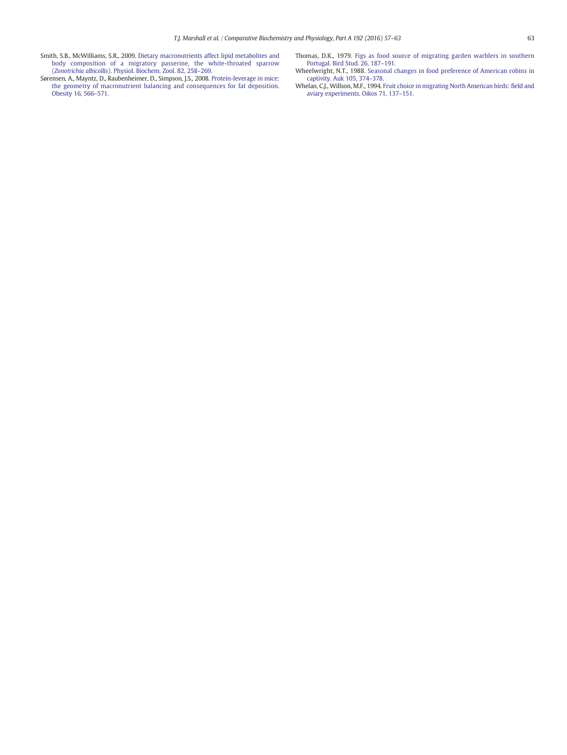Smith, S.B., McWilliams, S.R., 2009. Dietary macronutrients affect lipid metabolites and body composition of a migratory passerine, the white-throated sparrow (*Zonotrichia albicollis*). Physiol. Biochem. Zool. 82, 258–269.

Sørensen, A., Mayntz, D., Raubenheimer, D., Simpson, J.S., 2008. Protein-leverage in mice: the geometry of macronutrient balancing and consequences for fat deposition. Obesity 16, 566–571.

Thomas, D.K., 1979. Figs as food source of migrating garden warblers in southern Portugal. Bird Stud. 26, 187–191.

Wheelwright, N.T., 1988. Seasonal changes in food preference of American robins in captivity. Auk 105, 374–378.

Whelan, C.J., Willson, M.F., 1994. Fruit choice in migrating North American birds: field and aviary experiments. Oikos 71, 137–151.